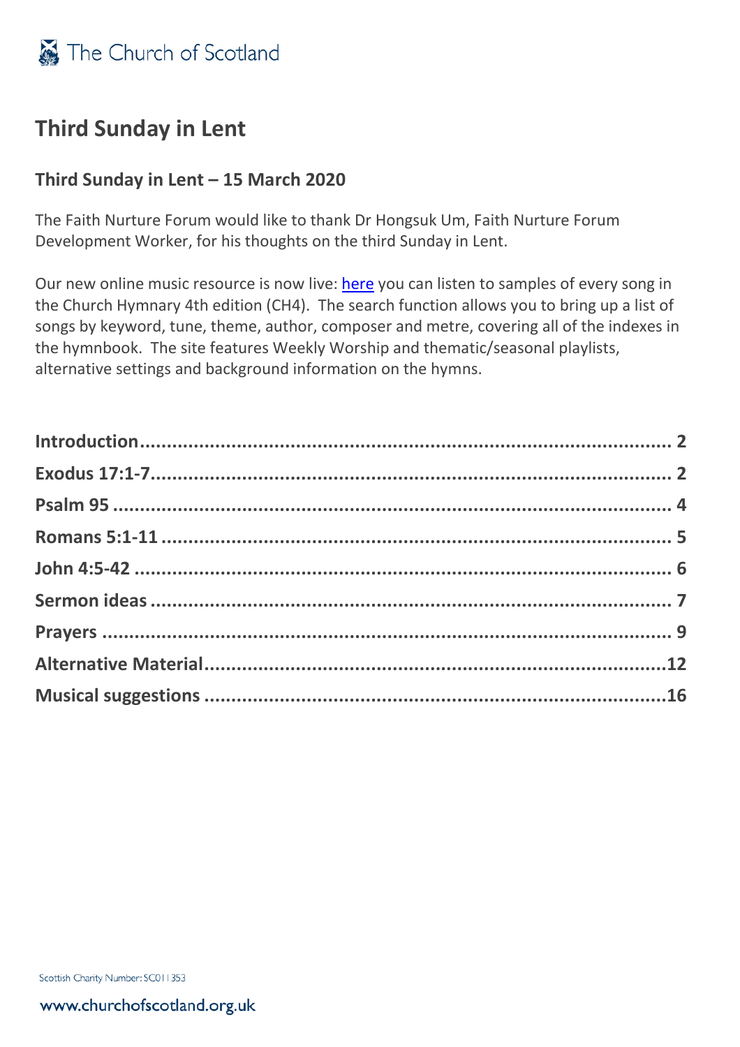The Church of Scotland

# Third Sunday in Lent

## Third Sunday in Lent – 15 March 2020

The Faith Nurture Forum would like to thank Dr Hongsuk Um, Faith Nurture Forum Development Worker, for his thoughts on the third Sunday in Lent.

Our new online music resource is now live: here you can listen to samples of every song in the Church Hymnary 4th edition (CH4). The search function allows you to bring up a list of songs by keyword, tune, theme, author, composer and metre, covering all of the indexes in the hymnbook. The site features Weekly Worship and thematic/seasonal playlists, alternative settings and background information on the hymns.

**Introduction** ........ 2
**Exodus 17:1-7** ........ 2
**Psalm 95** ........ 4
**Romans 5:1-11** ........ 5
**John 4:5-42** ........ 6
**Sermon ideas** ........ 7
**Prayers** ........ 9
**Alternative Material** ........ 12
**Musical suggestions** ........ 16

Scottish Charity Number: SC011353

www.churchofscotland.org.uk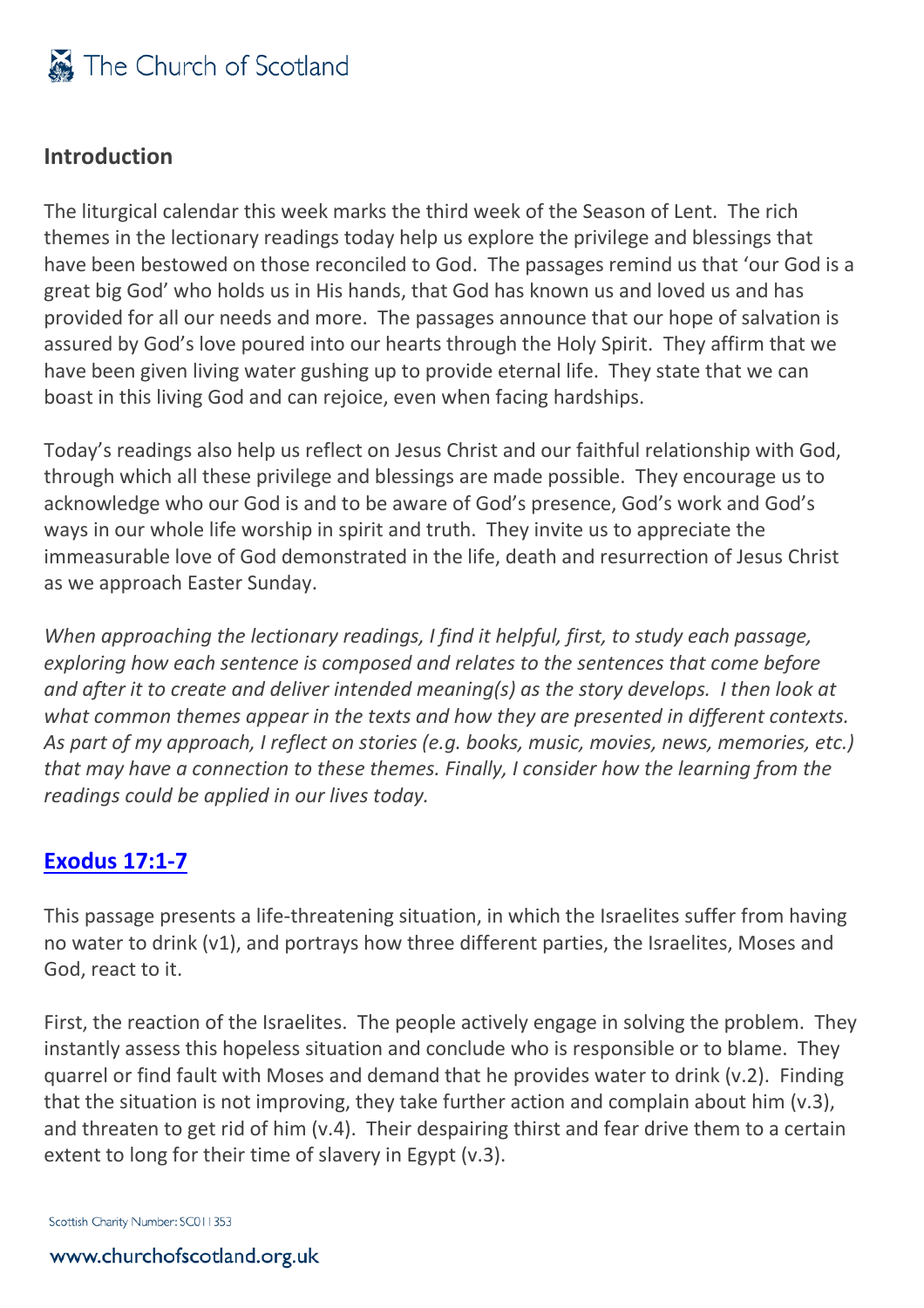## Introduction

The liturgical calendar this week marks the third week of the Season of Lent. The rich themes in the lectionary readings today help us explore the privilege and blessings that have been bestowed on those reconciled to God. The passages remind us that 'our God is a great big God' who holds us in His hands, that God has known us and loved us and has provided for all our needs and more. The passages announce that our hope of salvation is assured by God's love poured into our hearts through the Holy Spirit. They affirm that we have been given living water gushing up to provide eternal life. They state that we can boast in this living God and can rejoice, even when facing hardships.

Today's readings also help us reflect on Jesus Christ and our faithful relationship with God, through which all these privilege and blessings are made possible. They encourage us to acknowledge who our God is and to be aware of God's presence, God's work and God's ways in our whole life worship in spirit and truth. They invite us to appreciate the immeasurable love of God demonstrated in the life, death and resurrection of Jesus Christ as we approach Easter Sunday.

*When approaching the lectionary readings, I find it helpful, first, to study each passage, exploring how each sentence is composed and relates to the sentences that come before and after it to create and deliver intended meaning(s) as the story develops. I then look at what common themes appear in the texts and how they are presented in different contexts. As part of my approach, I reflect on stories (e.g. books, music, movies, news, memories, etc.) that may have a connection to these themes. Finally, I consider how the learning from the readings could be applied in our lives today.*

## Exodus 17:1-7

This passage presents a life-threatening situation, in which the Israelites suffer from having no water to drink (v1), and portrays how three different parties, the Israelites, Moses and God, react to it.

First, the reaction of the Israelites. The people actively engage in solving the problem. They instantly assess this hopeless situation and conclude who is responsible or to blame. They quarrel or find fault with Moses and demand that he provides water to drink (v.2). Finding that the situation is not improving, they take further action and complain about him (v.3), and threaten to get rid of him (v.4). Their despairing thirst and fear drive them to a certain extent to long for their time of slavery in Egypt (v.3).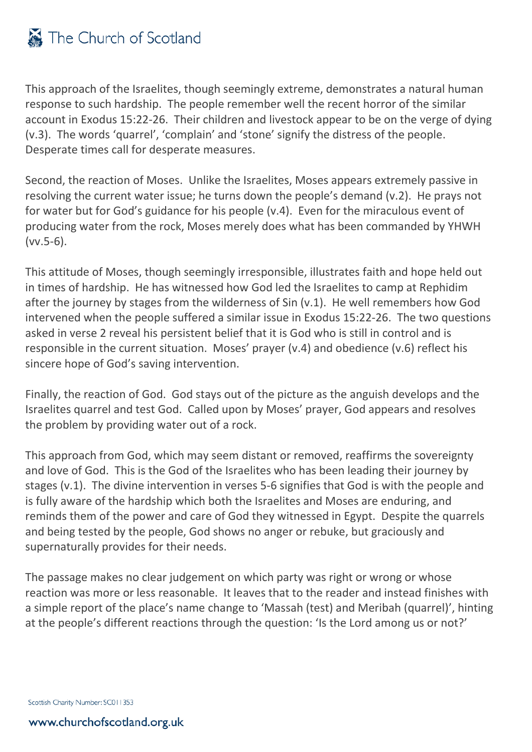This approach of the Israelites, though seemingly extreme, demonstrates a natural human response to such hardship. The people remember well the recent horror of the similar account in Exodus 15:22-26. Their children and livestock appear to be on the verge of dying (v.3). The words 'quarrel', 'complain' and 'stone' signify the distress of the people. Desperate times call for desperate measures.

Second, the reaction of Moses. Unlike the Israelites, Moses appears extremely passive in resolving the current water issue; he turns down the people's demand (v.2). He prays not for water but for God's guidance for his people (v.4). Even for the miraculous event of producing water from the rock, Moses merely does what has been commanded by YHWH (vv.5-6).

This attitude of Moses, though seemingly irresponsible, illustrates faith and hope held out in times of hardship. He has witnessed how God led the Israelites to camp at Rephidim after the journey by stages from the wilderness of Sin (v.1). He well remembers how God intervened when the people suffered a similar issue in Exodus 15:22-26. The two questions asked in verse 2 reveal his persistent belief that it is God who is still in control and is responsible in the current situation. Moses' prayer (v.4) and obedience (v.6) reflect his sincere hope of God's saving intervention.

Finally, the reaction of God. God stays out of the picture as the anguish develops and the Israelites quarrel and test God. Called upon by Moses' prayer, God appears and resolves the problem by providing water out of a rock.

This approach from God, which may seem distant or removed, reaffirms the sovereignty and love of God. This is the God of the Israelites who has been leading their journey by stages (v.1). The divine intervention in verses 5-6 signifies that God is with the people and is fully aware of the hardship which both the Israelites and Moses are enduring, and reminds them of the power and care of God they witnessed in Egypt. Despite the quarrels and being tested by the people, God shows no anger or rebuke, but graciously and supernaturally provides for their needs.

The passage makes no clear judgement on which party was right or wrong or whose reaction was more or less reasonable. It leaves that to the reader and instead finishes with a simple report of the place's name change to 'Massah (test) and Meribah (quarrel)', hinting at the people's different reactions through the question: 'Is the Lord among us or not?'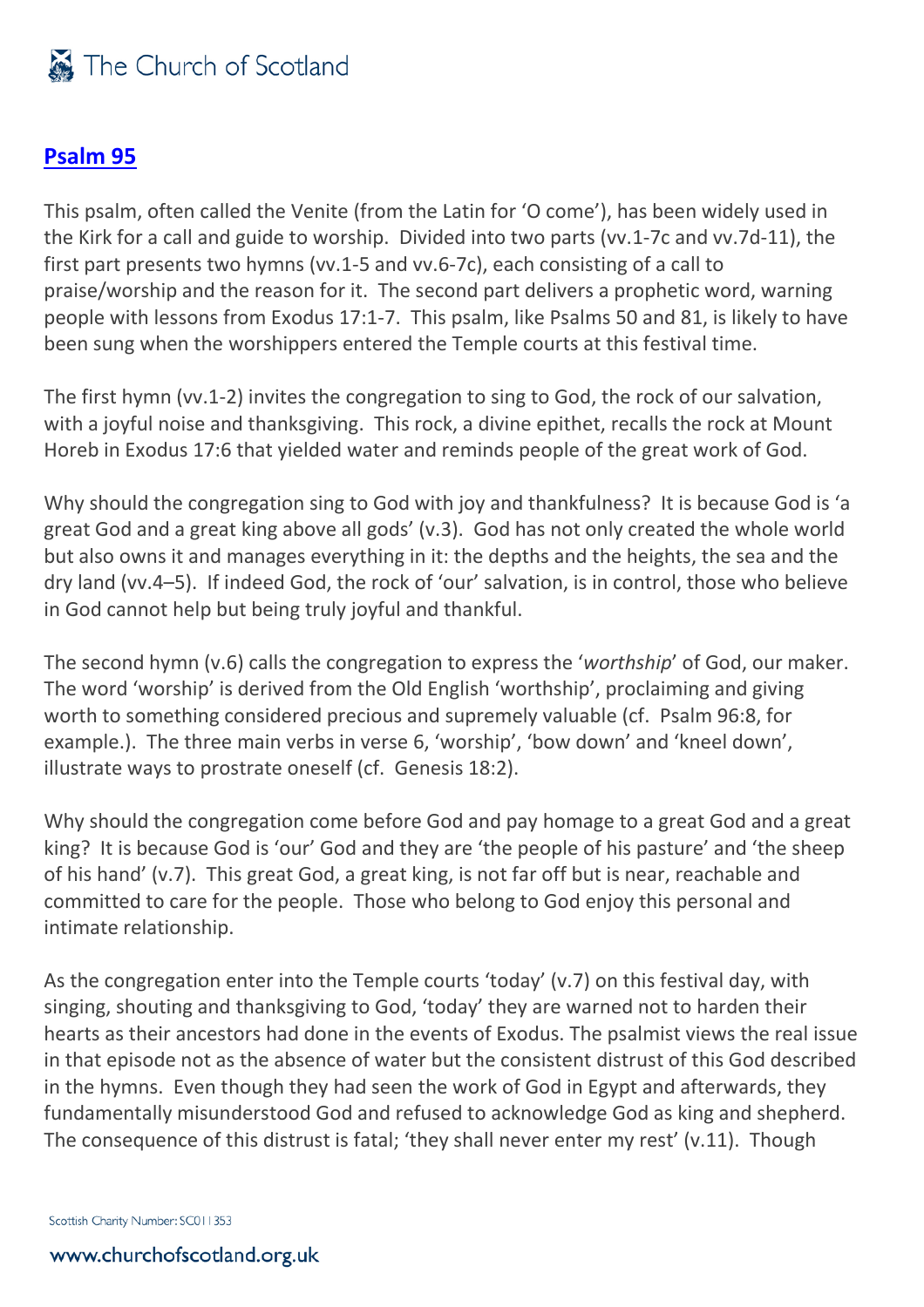## **Psalm 95**

This psalm, often called the Venite (from the Latin for 'O come'), has been widely used in the Kirk for a call and guide to worship. Divided into two parts (vv.1-7c and vv.7d-11), the first part presents two hymns (vv.1-5 and vv.6-7c), each consisting of a call to praise/worship and the reason for it. The second part delivers a prophetic word, warning people with lessons from Exodus 17:1-7. This psalm, like Psalms 50 and 81, is likely to have been sung when the worshippers entered the Temple courts at this festival time.

The first hymn (vv.1-2) invites the congregation to sing to God, the rock of our salvation, with a joyful noise and thanksgiving. This rock, a divine epithet, recalls the rock at Mount Horeb in Exodus 17:6 that yielded water and reminds people of the great work of God.

Why should the congregation sing to God with joy and thankfulness? It is because God is 'a great God and a great king above all gods' (v.3). God has not only created the whole world but also owns it and manages everything in it: the depths and the heights, the sea and the dry land (vv.4–5). If indeed God, the rock of 'our' salvation, is in control, those who believe in God cannot help but being truly joyful and thankful.

The second hymn (v.6) calls the congregation to express the '*worthship*' of God, our maker. The word 'worship' is derived from the Old English 'worthship', proclaiming and giving worth to something considered precious and supremely valuable (cf. Psalm 96:8, for example.). The three main verbs in verse 6, 'worship', 'bow down' and 'kneel down', illustrate ways to prostrate oneself (cf. Genesis 18:2).

Why should the congregation come before God and pay homage to a great God and a great king? It is because God is 'our' God and they are 'the people of his pasture' and 'the sheep of his hand' (v.7). This great God, a great king, is not far off but is near, reachable and committed to care for the people. Those who belong to God enjoy this personal and intimate relationship.

As the congregation enter into the Temple courts 'today' (v.7) on this festival day, with singing, shouting and thanksgiving to God, 'today' they are warned not to harden their hearts as their ancestors had done in the events of Exodus. The psalmist views the real issue in that episode not as the absence of water but the consistent distrust of this God described in the hymns. Even though they had seen the work of God in Egypt and afterwards, they fundamentally misunderstood God and refused to acknowledge God as king and shepherd. The consequence of this distrust is fatal; 'they shall never enter my rest' (v.11). Though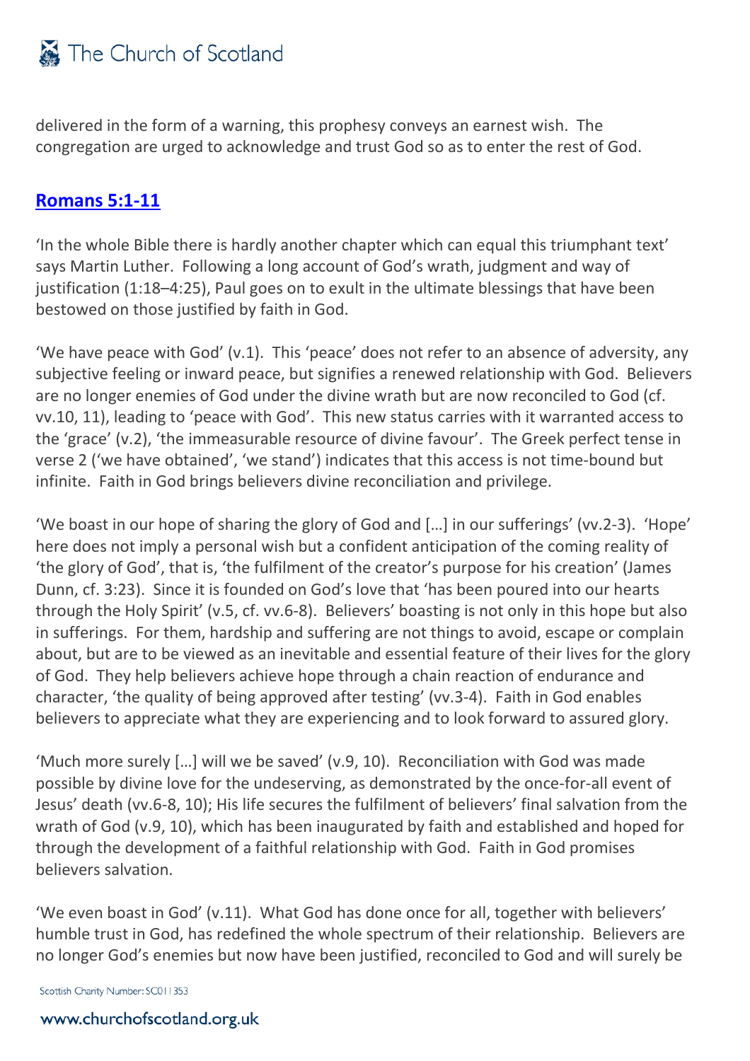delivered in the form of a warning, this prophesy conveys an earnest wish. The congregation are urged to acknowledge and trust God so as to enter the rest of God.

## **Romans 5:1-11**

'In the whole Bible there is hardly another chapter which can equal this triumphant text' says Martin Luther. Following a long account of God's wrath, judgment and way of justification (1:18–4:25), Paul goes on to exult in the ultimate blessings that have been bestowed on those justified by faith in God.

'We have peace with God' (v.1). This 'peace' does not refer to an absence of adversity, any subjective feeling or inward peace, but signifies a renewed relationship with God. Believers are no longer enemies of God under the divine wrath but are now reconciled to God (cf. vv.10, 11), leading to 'peace with God'. This new status carries with it warranted access to the 'grace' (v.2), 'the immeasurable resource of divine favour'. The Greek perfect tense in verse 2 ('we have obtained', 'we stand') indicates that this access is not time-bound but infinite. Faith in God brings believers divine reconciliation and privilege.

'We boast in our hope of sharing the glory of God and […] in our sufferings' (vv.2-3). 'Hope' here does not imply a personal wish but a confident anticipation of the coming reality of 'the glory of God', that is, 'the fulfilment of the creator's purpose for his creation' (James Dunn, cf. 3:23). Since it is founded on God's love that 'has been poured into our hearts through the Holy Spirit' (v.5, cf. vv.6-8). Believers' boasting is not only in this hope but also in sufferings. For them, hardship and suffering are not things to avoid, escape or complain about, but are to be viewed as an inevitable and essential feature of their lives for the glory of God. They help believers achieve hope through a chain reaction of endurance and character, 'the quality of being approved after testing' (vv.3-4). Faith in God enables believers to appreciate what they are experiencing and to look forward to assured glory.

'Much more surely […] will we be saved' (v.9, 10). Reconciliation with God was made possible by divine love for the undeserving, as demonstrated by the once-for-all event of Jesus' death (vv.6-8, 10); His life secures the fulfilment of believers' final salvation from the wrath of God (v.9, 10), which has been inaugurated by faith and established and hoped for through the development of a faithful relationship with God. Faith in God promises believers salvation.

'We even boast in God' (v.11). What God has done once for all, together with believers' humble trust in God, has redefined the whole spectrum of their relationship. Believers are no longer God's enemies but now have been justified, reconciled to God and will surely be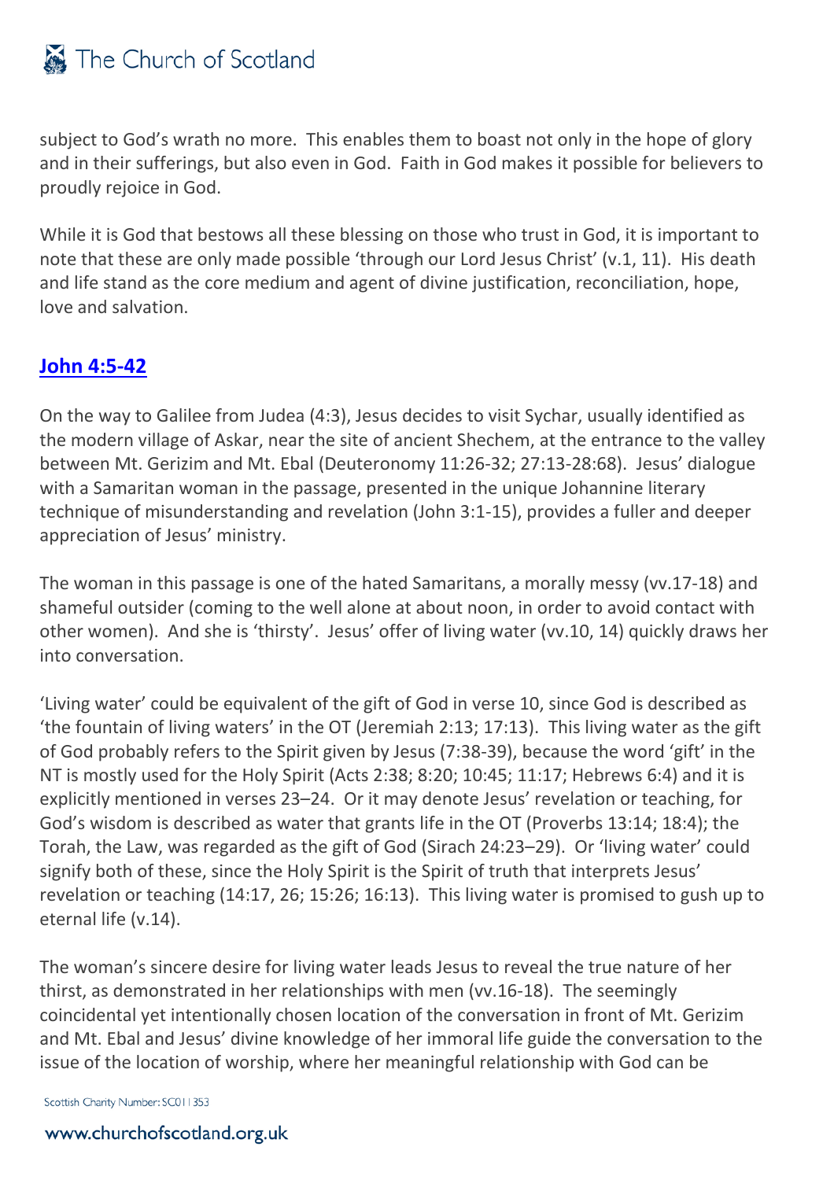subject to God's wrath no more. This enables them to boast not only in the hope of glory and in their sufferings, but also even in God. Faith in God makes it possible for believers to proudly rejoice in God.

While it is God that bestows all these blessing on those who trust in God, it is important to note that these are only made possible 'through our Lord Jesus Christ' (v.1, 11). His death and life stand as the core medium and agent of divine justification, reconciliation, hope, love and salvation.

## John 4:5-42

On the way to Galilee from Judea (4:3), Jesus decides to visit Sychar, usually identified as the modern village of Askar, near the site of ancient Shechem, at the entrance to the valley between Mt. Gerizim and Mt. Ebal (Deuteronomy 11:26-32; 27:13-28:68). Jesus' dialogue with a Samaritan woman in the passage, presented in the unique Johannine literary technique of misunderstanding and revelation (John 3:1-15), provides a fuller and deeper appreciation of Jesus' ministry.

The woman in this passage is one of the hated Samaritans, a morally messy (vv.17-18) and shameful outsider (coming to the well alone at about noon, in order to avoid contact with other women). And she is 'thirsty'. Jesus' offer of living water (vv.10, 14) quickly draws her into conversation.

'Living water' could be equivalent of the gift of God in verse 10, since God is described as 'the fountain of living waters' in the OT (Jeremiah 2:13; 17:13). This living water as the gift of God probably refers to the Spirit given by Jesus (7:38-39), because the word 'gift' in the NT is mostly used for the Holy Spirit (Acts 2:38; 8:20; 10:45; 11:17; Hebrews 6:4) and it is explicitly mentioned in verses 23–24. Or it may denote Jesus' revelation or teaching, for God's wisdom is described as water that grants life in the OT (Proverbs 13:14; 18:4); the Torah, the Law, was regarded as the gift of God (Sirach 24:23–29). Or 'living water' could signify both of these, since the Holy Spirit is the Spirit of truth that interprets Jesus' revelation or teaching (14:17, 26; 15:26; 16:13). This living water is promised to gush up to eternal life (v.14).

The woman's sincere desire for living water leads Jesus to reveal the true nature of her thirst, as demonstrated in her relationships with men (vv.16-18). The seemingly coincidental yet intentionally chosen location of the conversation in front of Mt. Gerizim and Mt. Ebal and Jesus' divine knowledge of her immoral life guide the conversation to the issue of the location of worship, where her meaningful relationship with God can be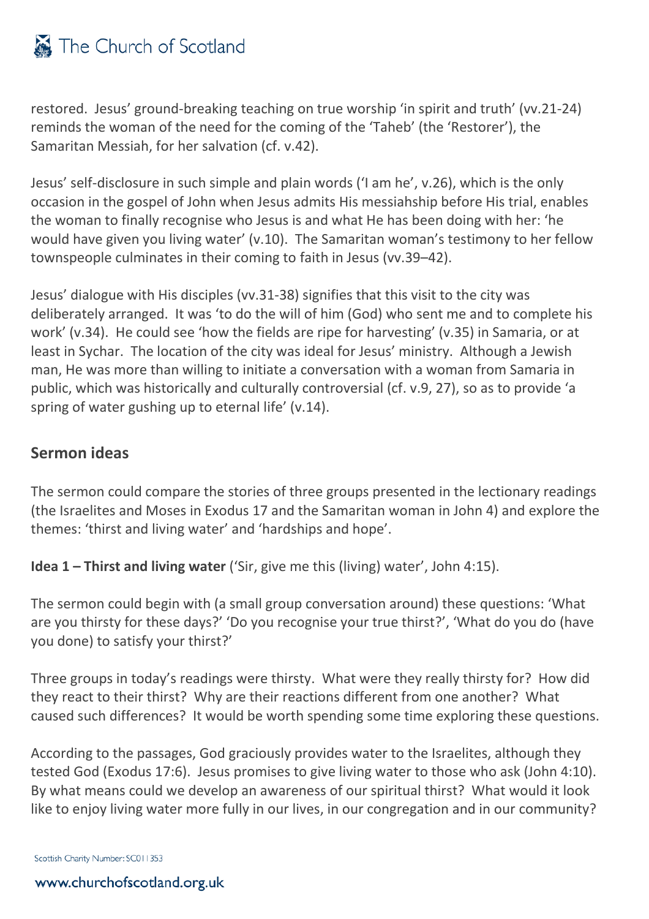restored. Jesus' ground-breaking teaching on true worship 'in spirit and truth' (vv.21-24) reminds the woman of the need for the coming of the 'Taheb' (the 'Restorer'), the Samaritan Messiah, for her salvation (cf. v.42).

Jesus' self-disclosure in such simple and plain words ('I am he', v.26), which is the only occasion in the gospel of John when Jesus admits His messiahship before His trial, enables the woman to finally recognise who Jesus is and what He has been doing with her: 'he would have given you living water' (v.10). The Samaritan woman's testimony to her fellow townspeople culminates in their coming to faith in Jesus (vv.39–42).

Jesus' dialogue with His disciples (vv.31-38) signifies that this visit to the city was deliberately arranged. It was 'to do the will of him (God) who sent me and to complete his work' (v.34). He could see 'how the fields are ripe for harvesting' (v.35) in Samaria, or at least in Sychar. The location of the city was ideal for Jesus' ministry. Although a Jewish man, He was more than willing to initiate a conversation with a woman from Samaria in public, which was historically and culturally controversial (cf. v.9, 27), so as to provide 'a spring of water gushing up to eternal life' (v.14).

## Sermon ideas

The sermon could compare the stories of three groups presented in the lectionary readings (the Israelites and Moses in Exodus 17 and the Samaritan woman in John 4) and explore the themes: 'thirst and living water' and 'hardships and hope'.

**Idea 1 – Thirst and living water** ('Sir, give me this (living) water', John 4:15).

The sermon could begin with (a small group conversation around) these questions: 'What are you thirsty for these days?' 'Do you recognise your true thirst?', 'What do you do (have you done) to satisfy your thirst?'

Three groups in today's readings were thirsty. What were they really thirsty for? How did they react to their thirst? Why are their reactions different from one another? What caused such differences? It would be worth spending some time exploring these questions.

According to the passages, God graciously provides water to the Israelites, although they tested God (Exodus 17:6). Jesus promises to give living water to those who ask (John 4:10). By what means could we develop an awareness of our spiritual thirst? What would it look like to enjoy living water more fully in our lives, in our congregation and in our community?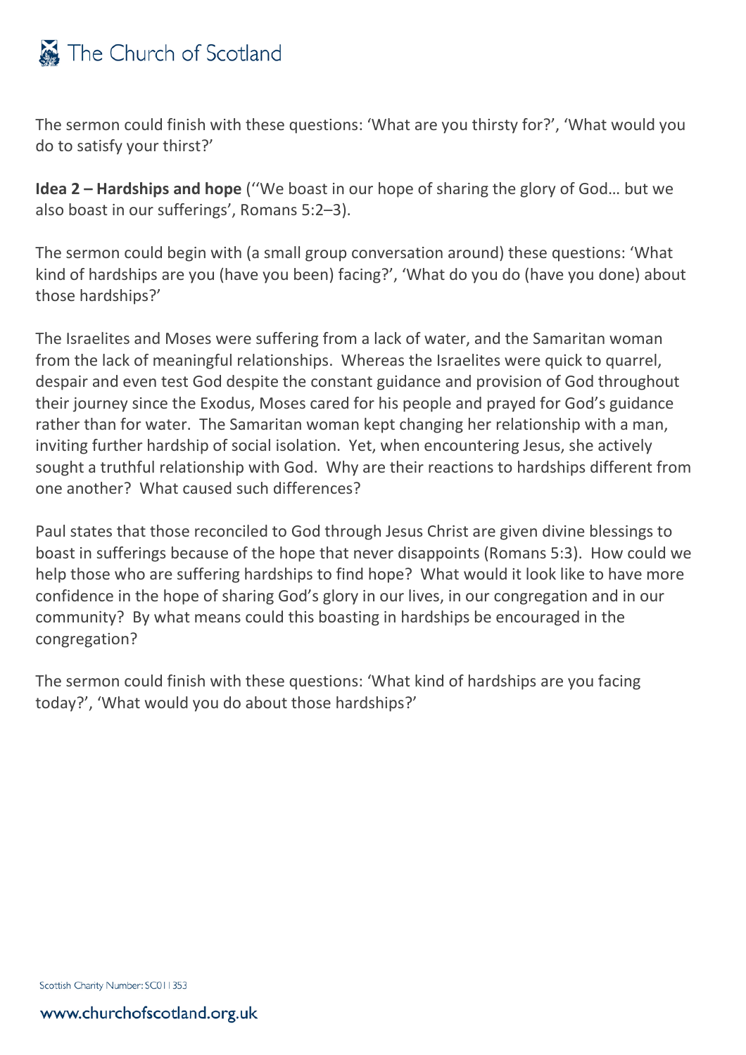The sermon could finish with these questions: 'What are you thirsty for?', 'What would you do to satisfy your thirst?'

**Idea 2 – Hardships and hope** (''We boast in our hope of sharing the glory of God… but we also boast in our sufferings', Romans 5:2–3).

The sermon could begin with (a small group conversation around) these questions: 'What kind of hardships are you (have you been) facing?', 'What do you do (have you done) about those hardships?'

The Israelites and Moses were suffering from a lack of water, and the Samaritan woman from the lack of meaningful relationships. Whereas the Israelites were quick to quarrel, despair and even test God despite the constant guidance and provision of God throughout their journey since the Exodus, Moses cared for his people and prayed for God's guidance rather than for water. The Samaritan woman kept changing her relationship with a man, inviting further hardship of social isolation. Yet, when encountering Jesus, she actively sought a truthful relationship with God. Why are their reactions to hardships different from one another? What caused such differences?

Paul states that those reconciled to God through Jesus Christ are given divine blessings to boast in sufferings because of the hope that never disappoints (Romans 5:3). How could we help those who are suffering hardships to find hope? What would it look like to have more confidence in the hope of sharing God's glory in our lives, in our congregation and in our community? By what means could this boasting in hardships be encouraged in the congregation?

The sermon could finish with these questions: 'What kind of hardships are you facing today?', 'What would you do about those hardships?'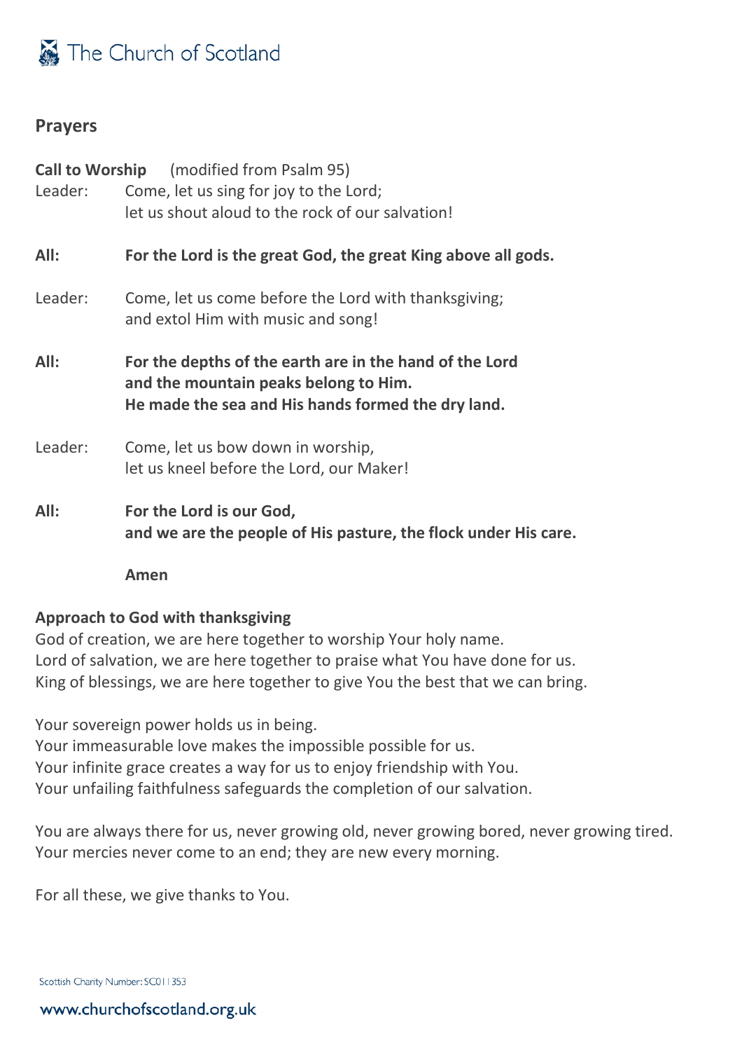## Prayers

**Call to Worship** (modified from Psalm 95)

Leader: Come, let us sing for joy to the Lord;
let us shout aloud to the rock of our salvation!

**All: For the Lord is the great God, the great King above all gods.**

Leader: Come, let us come before the Lord with thanksgiving;
and extol Him with music and song!

**All: For the depths of the earth are in the hand of the Lord
and the mountain peaks belong to Him.
He made the sea and His hands formed the dry land.**

Leader: Come, let us bow down in worship,
let us kneel before the Lord, our Maker!

**All: For the Lord is our God,
and we are the people of His pasture, the flock under His care.**

**Amen**

**Approach to God with thanksgiving**

God of creation, we are here together to worship Your holy name.
Lord of salvation, we are here together to praise what You have done for us.
King of blessings, we are here together to give You the best that we can bring.

Your sovereign power holds us in being.
Your immeasurable love makes the impossible possible for us.
Your infinite grace creates a way for us to enjoy friendship with You.
Your unfailing faithfulness safeguards the completion of our salvation.

You are always there for us, never growing old, never growing bored, never growing tired.
Your mercies never come to an end; they are new every morning.

For all these, we give thanks to You.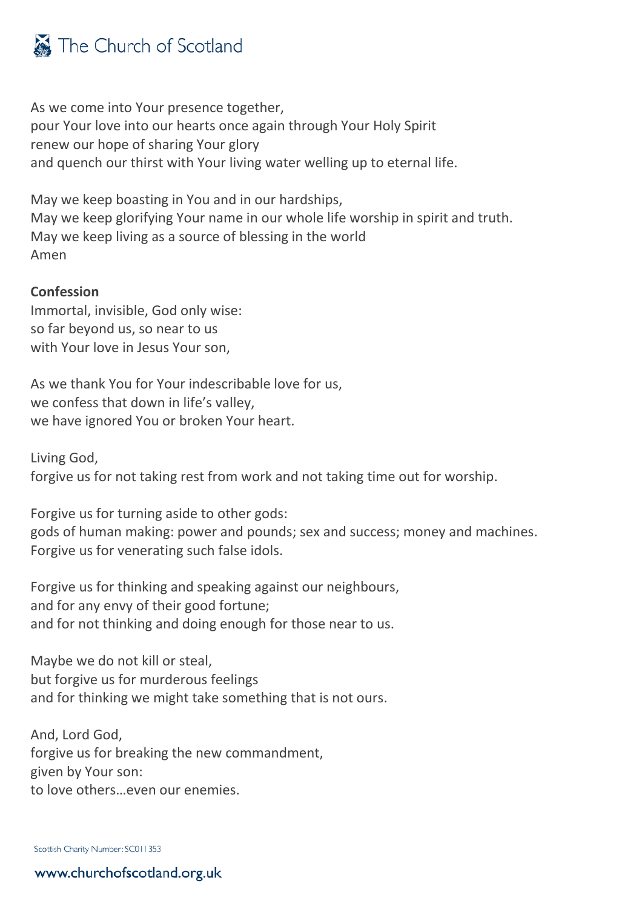As we come into Your presence together,
pour Your love into our hearts once again through Your Holy Spirit
renew our hope of sharing Your glory
and quench our thirst with Your living water welling up to eternal life.

May we keep boasting in You and in our hardships,
May we keep glorifying Your name in our whole life worship in spirit and truth.
May we keep living as a source of blessing in the world
Amen

**Confession**
Immortal, invisible, God only wise:
so far beyond us, so near to us
with Your love in Jesus Your son,

As we thank You for Your indescribable love for us,
we confess that down in life's valley,
we have ignored You or broken Your heart.

Living God,
forgive us for not taking rest from work and not taking time out for worship.

Forgive us for turning aside to other gods:
gods of human making: power and pounds; sex and success; money and machines.
Forgive us for venerating such false idols.

Forgive us for thinking and speaking against our neighbours,
and for any envy of their good fortune;
and for not thinking and doing enough for those near to us.

Maybe we do not kill or steal,
but forgive us for murderous feelings
and for thinking we might take something that is not ours.

And, Lord God,
forgive us for breaking the new commandment,
given by Your son:
to love others…even our enemies.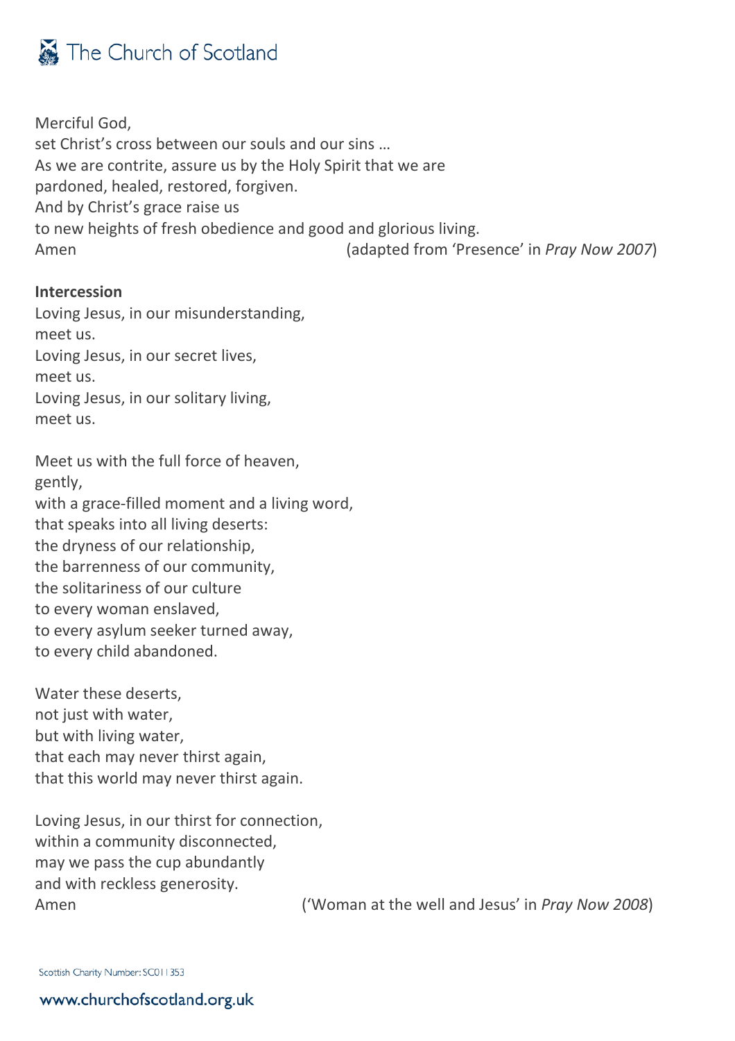Merciful God,
set Christ's cross between our souls and our sins …
As we are contrite, assure us by the Holy Spirit that we are
pardoned, healed, restored, forgiven.
And by Christ's grace raise us
to new heights of fresh obedience and good and glorious living.
Amen (adapted from 'Presence' in *Pray Now 2007*)

**Intercession**

Loving Jesus, in our misunderstanding,
meet us.
Loving Jesus, in our secret lives,
meet us.
Loving Jesus, in our solitary living,
meet us.

Meet us with the full force of heaven,
gently,
with a grace-filled moment and a living word,
that speaks into all living deserts:
the dryness of our relationship,
the barrenness of our community,
the solitariness of our culture
to every woman enslaved,
to every asylum seeker turned away,
to every child abandoned.

Water these deserts,
not just with water,
but with living water,
that each may never thirst again,
that this world may never thirst again.

Loving Jesus, in our thirst for connection,
within a community disconnected,
may we pass the cup abundantly
and with reckless generosity.
Amen ('Woman at the well and Jesus' in *Pray Now 2008*)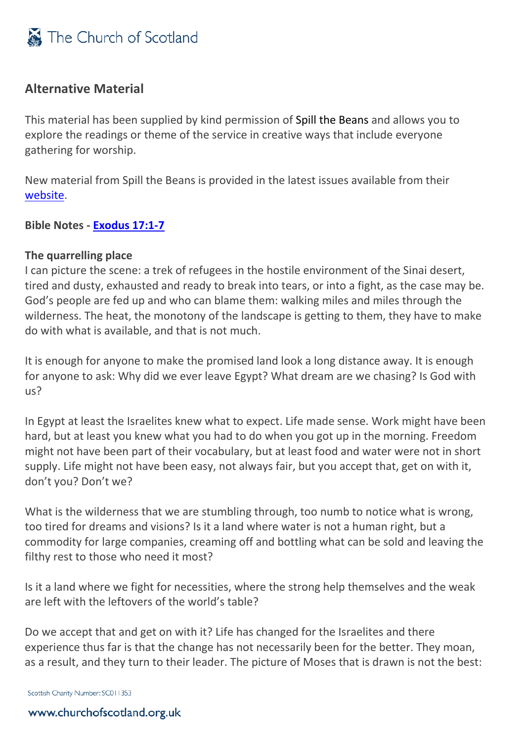## Alternative Material

This material has been supplied by kind permission of Spill the Beans and allows you to explore the readings or theme of the service in creative ways that include everyone gathering for worship.

New material from Spill the Beans is provided in the latest issues available from their [website](website).

**Bible Notes - [Exodus 17:1-7](Exodus 17:1-7)**

**The quarrelling place**
I can picture the scene: a trek of refugees in the hostile environment of the Sinai desert, tired and dusty, exhausted and ready to break into tears, or into a fight, as the case may be. God's people are fed up and who can blame them: walking miles and miles through the wilderness. The heat, the monotony of the landscape is getting to them, they have to make do with what is available, and that is not much.

It is enough for anyone to make the promised land look a long distance away. It is enough for anyone to ask: Why did we ever leave Egypt? What dream are we chasing? Is God with us?

In Egypt at least the Israelites knew what to expect. Life made sense. Work might have been hard, but at least you knew what you had to do when you got up in the morning. Freedom might not have been part of their vocabulary, but at least food and water were not in short supply. Life might not have been easy, not always fair, but you accept that, get on with it, don't you? Don't we?

What is the wilderness that we are stumbling through, too numb to notice what is wrong, too tired for dreams and visions? Is it a land where water is not a human right, but a commodity for large companies, creaming off and bottling what can be sold and leaving the filthy rest to those who need it most?

Is it a land where we fight for necessities, where the strong help themselves and the weak are left with the leftovers of the world's table?

Do we accept that and get on with it? Life has changed for the Israelites and there experience thus far is that the change has not necessarily been for the better. They moan, as a result, and they turn to their leader. The picture of Moses that is drawn is not the best: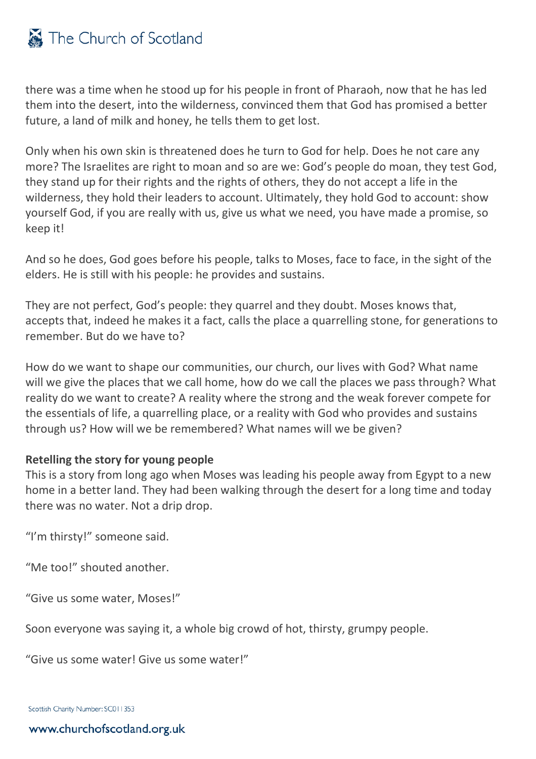there was a time when he stood up for his people in front of Pharaoh, now that he has led them into the desert, into the wilderness, convinced them that God has promised a better future, a land of milk and honey, he tells them to get lost.

Only when his own skin is threatened does he turn to God for help. Does he not care any more? The Israelites are right to moan and so are we: God's people do moan, they test God, they stand up for their rights and the rights of others, they do not accept a life in the wilderness, they hold their leaders to account. Ultimately, they hold God to account: show yourself God, if you are really with us, give us what we need, you have made a promise, so keep it!

And so he does, God goes before his people, talks to Moses, face to face, in the sight of the elders. He is still with his people: he provides and sustains.

They are not perfect, God's people: they quarrel and they doubt. Moses knows that, accepts that, indeed he makes it a fact, calls the place a quarrelling stone, for generations to remember. But do we have to?

How do we want to shape our communities, our church, our lives with God? What name will we give the places that we call home, how do we call the places we pass through? What reality do we want to create? A reality where the strong and the weak forever compete for the essentials of life, a quarrelling place, or a reality with God who provides and sustains through us? How will we be remembered? What names will we be given?

**Retelling the story for young people**

This is a story from long ago when Moses was leading his people away from Egypt to a new home in a better land. They had been walking through the desert for a long time and today there was no water. Not a drip drop.

"I'm thirsty!" someone said.

"Me too!" shouted another.

"Give us some water, Moses!"

Soon everyone was saying it, a whole big crowd of hot, thirsty, grumpy people.

"Give us some water! Give us some water!"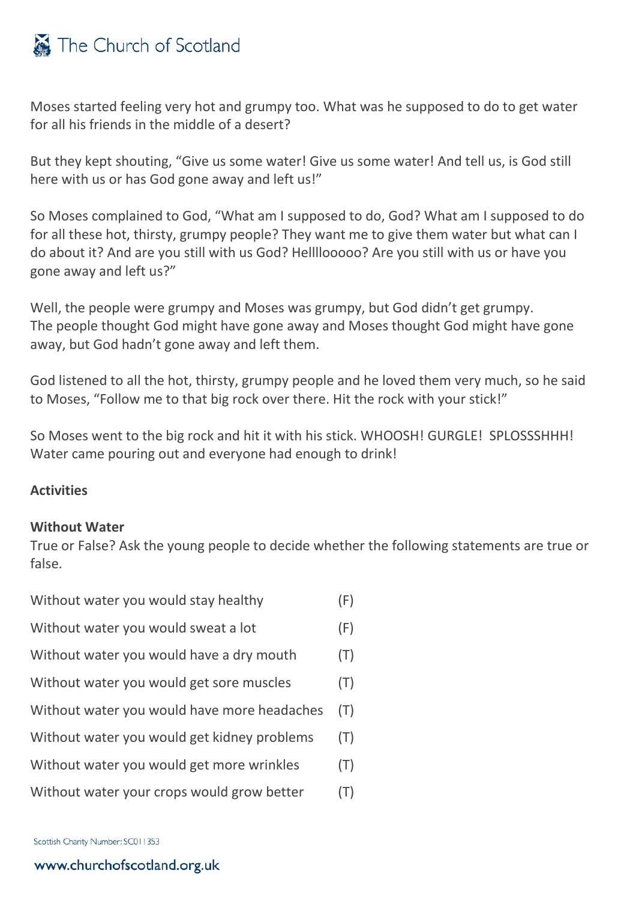Moses started feeling very hot and grumpy too. What was he supposed to do to get water for all his friends in the middle of a desert?

But they kept shouting, "Give us some water! Give us some water! And tell us, is God still here with us or has God gone away and left us!"

So Moses complained to God, "What am I supposed to do, God? What am I supposed to do for all these hot, thirsty, grumpy people? They want me to give them water but what can I do about it? And are you still with us God? Hellllooooo? Are you still with us or have you gone away and left us?"

Well, the people were grumpy and Moses was grumpy, but God didn't get grumpy. The people thought God might have gone away and Moses thought God might have gone away, but God hadn't gone away and left them.

God listened to all the hot, thirsty, grumpy people and he loved them very much, so he said to Moses, "Follow me to that big rock over there. Hit the rock with your stick!"

So Moses went to the big rock and hit it with his stick. WHOOSH! GURGLE! SPLOSSSHHH! Water came pouring out and everyone had enough to drink!

**Activities**

**Without Water**

True or False? Ask the young people to decide whether the following statements are true or false.

| | |
|---|---|
| Without water you would stay healthy | (F) |
| Without water you would sweat a lot | (F) |
| Without water you would have a dry mouth | (T) |
| Without water you would get sore muscles | (T) |
| Without water you would have more headaches | (T) |
| Without water you would get kidney problems | (T) |
| Without water you would get more wrinkles | (T) |
| Without water your crops would grow better | (T) |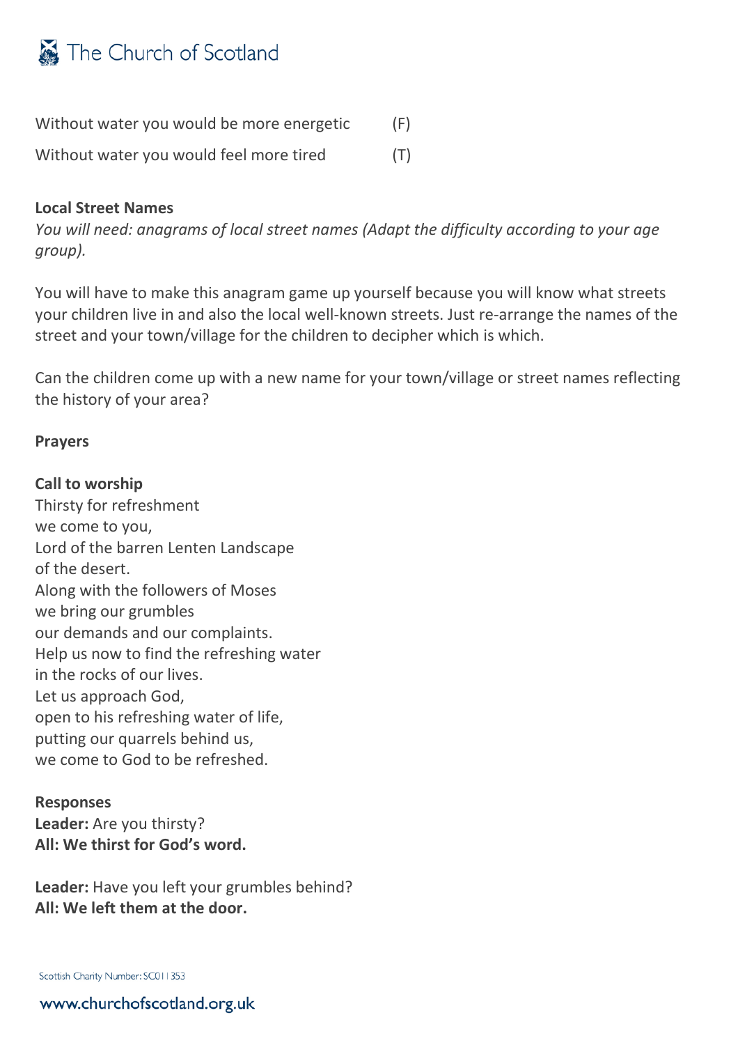Without water you would be more energetic (F)

Without water you would feel more tired (T)

**Local Street Names**

*You will need: anagrams of local street names (Adapt the difficulty according to your age group).*

You will have to make this anagram game up yourself because you will know what streets your children live in and also the local well-known streets. Just re-arrange the names of the street and your town/village for the children to decipher which is which.

Can the children come up with a new name for your town/village or street names reflecting the history of your area?

**Prayers**

**Call to worship**

Thirsty for refreshment  
we come to you,  
Lord of the barren Lenten Landscape  
of the desert.  
Along with the followers of Moses  
we bring our grumbles  
our demands and our complaints.  
Help us now to find the refreshing water  
in the rocks of our lives.  
Let us approach God,  
open to his refreshing water of life,  
putting our quarrels behind us,  
we come to God to be refreshed.

**Responses**

**Leader:** Are you thirsty?  
**All: We thirst for God's word.**

**Leader:** Have you left your grumbles behind?  
**All: We left them at the door.**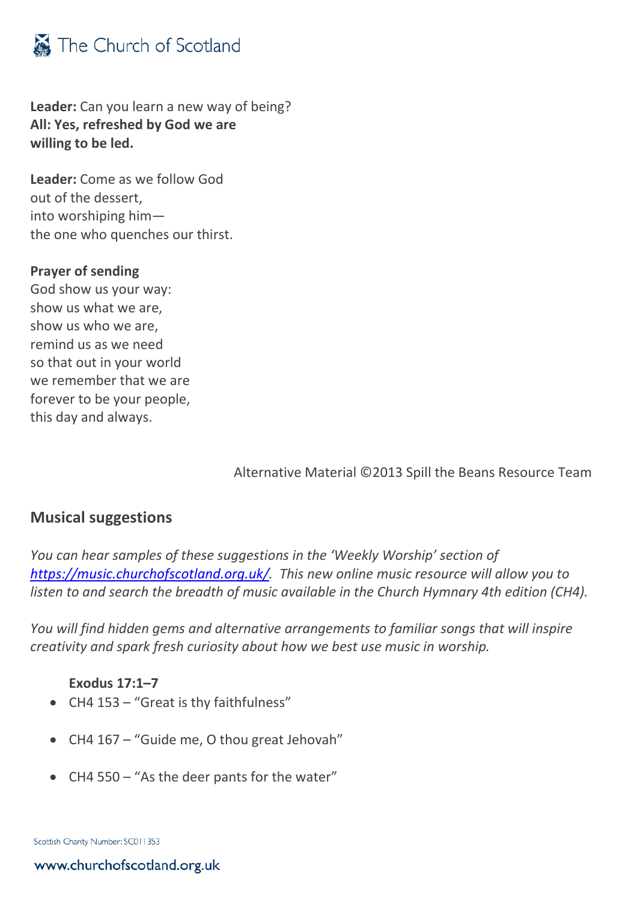**Leader:** Can you learn a new way of being?
**All: Yes, refreshed by God we are willing to be led.**

**Leader:** Come as we follow God
out of the dessert,
into worshiping him—
the one who quenches our thirst.

**Prayer of sending**
God show us your way:
show us what we are,
show us who we are,
remind us as we need
so that out in your world
we remember that we are
forever to be your people,
this day and always.

Alternative Material ©2013 Spill the Beans Resource Team

## Musical suggestions

*You can hear samples of these suggestions in the 'Weekly Worship' section of [https://music.churchofscotland.org.uk/](https://music.churchofscotland.org.uk/). This new online music resource will allow you to listen to and search the breadth of music available in the Church Hymnary 4th edition (CH4).*

*You will find hidden gems and alternative arrangements to familiar songs that will inspire creativity and spark fresh curiosity about how we best use music in worship.*

**Exodus 17:1–7**

- CH4 153 – "Great is thy faithfulness"
- CH4 167 – "Guide me, O thou great Jehovah"
- CH4 550 – "As the deer pants for the water"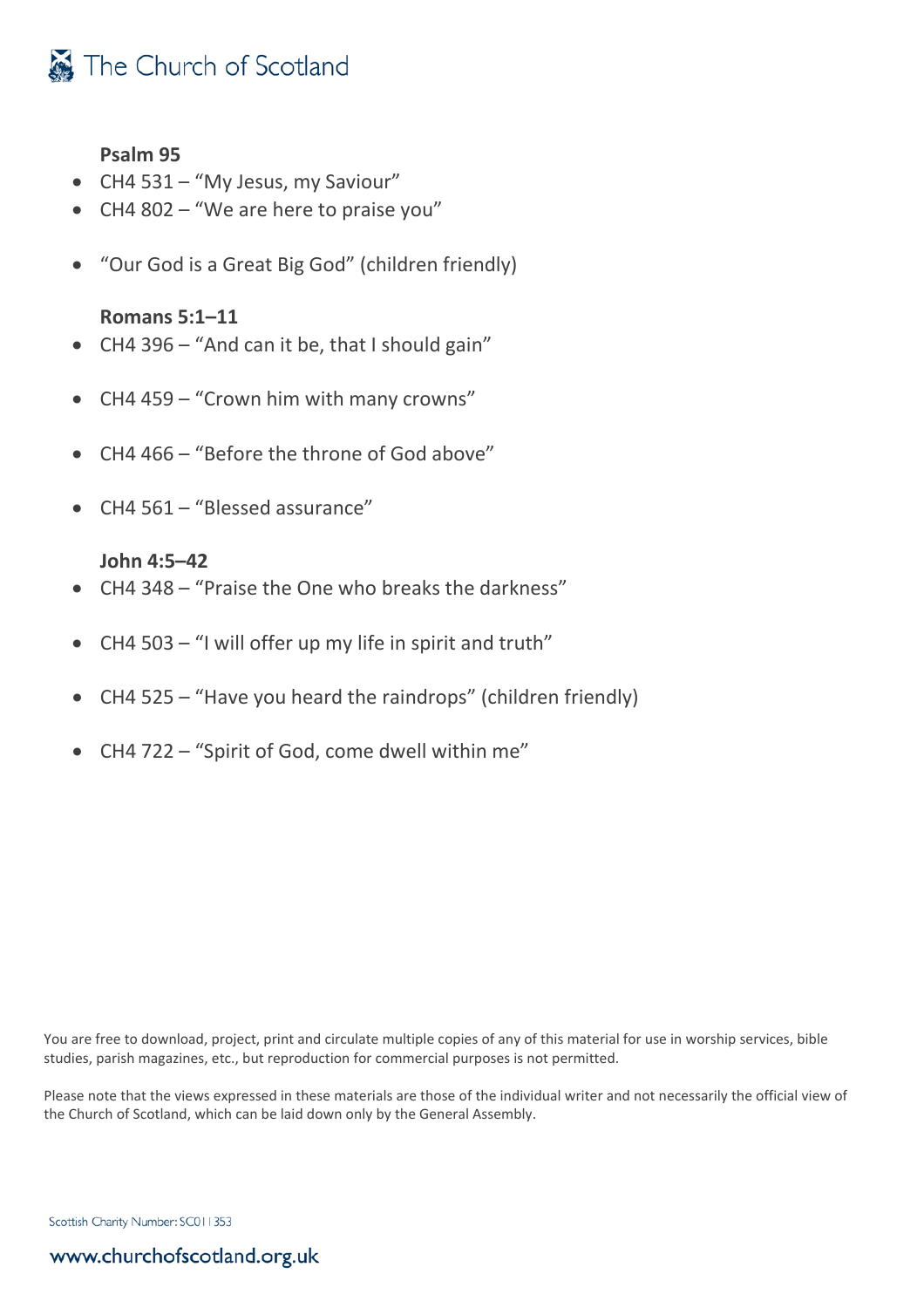**Psalm 95**

- CH4 531 – “My Jesus, my Saviour”
- CH4 802 – “We are here to praise you”
- “Our God is a Great Big God” (children friendly)

**Romans 5:1–11**

- CH4 396 – “And can it be, that I should gain”
- CH4 459 – “Crown him with many crowns”
- CH4 466 – “Before the throne of God above”
- CH4 561 – “Blessed assurance”

**John 4:5–42**

- CH4 348 – “Praise the One who breaks the darkness”
- CH4 503 – “I will offer up my life in spirit and truth”
- CH4 525 – “Have you heard the raindrops” (children friendly)
- CH4 722 – “Spirit of God, come dwell within me”

You are free to download, project, print and circulate multiple copies of any of this material for use in worship services, bible studies, parish magazines, etc., but reproduction for commercial purposes is not permitted.

Please note that the views expressed in these materials are those of the individual writer and not necessarily the official view of the Church of Scotland, which can be laid down only by the General Assembly.